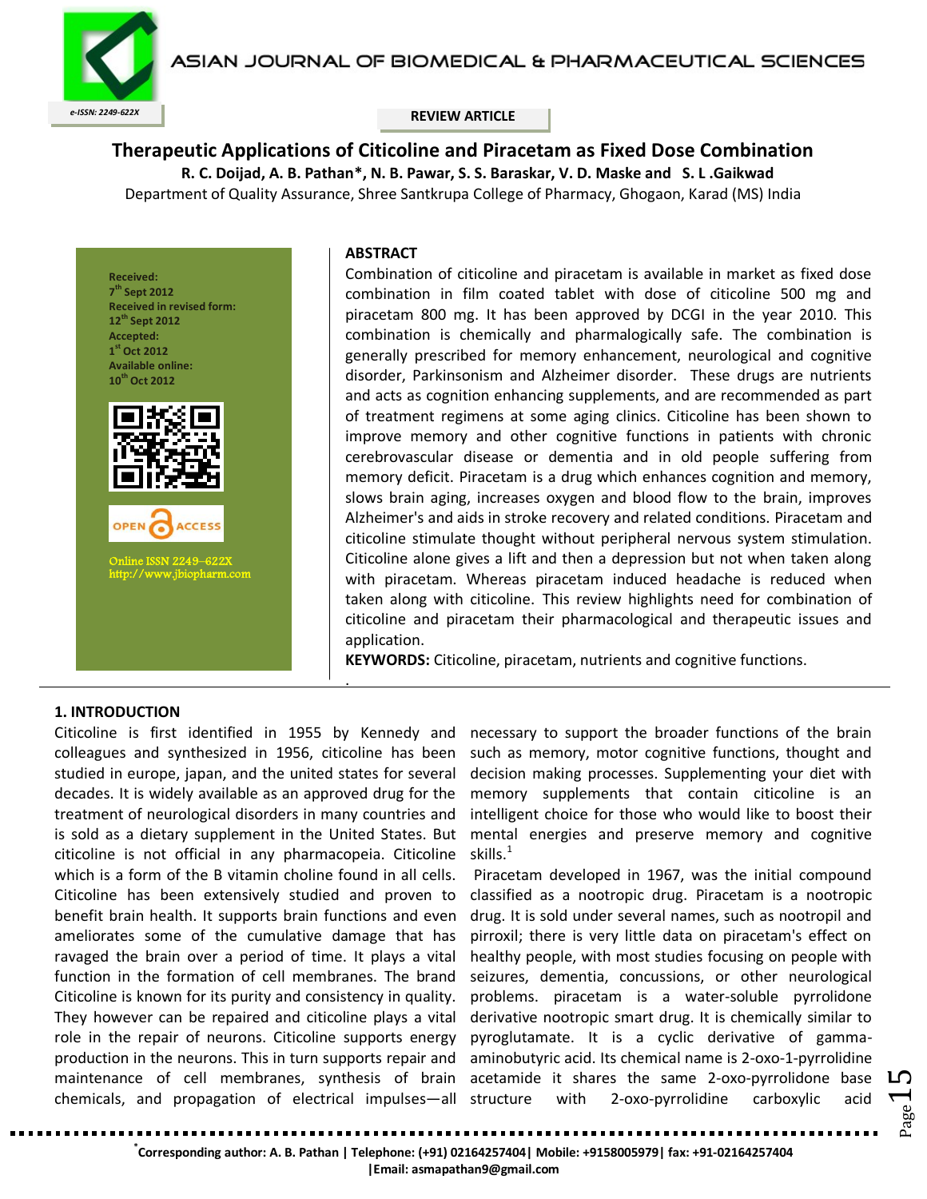REVIEW ARTICLE

# Therapeutic Applications of Citicoline and Piracetam as Fixed Dose Combination

**R. C. Doijad, A. B. Pathan*, N. B. Pawar, S. S. Baraskar, V. D. Maske and S. L .Gaikwad**

Department of Quality Assurance, Shree Santkrupa College of Pharmacy, Ghogaon, Karad (MS) India

**Received:** 7th Sept 2012
**Received in revised form:** 12th Sept 2012
**Accepted:** 1st Oct 2012
**Available online:** 10th Oct 2012

Online ISSN 2249–622X
http://www.jbiopharm.com

## ABSTRACT

Combination of citicoline and piracetam is available in market as fixed dose combination in film coated tablet with dose of citicoline 500 mg and piracetam 800 mg. It has been approved by DCGI in the year 2010. This combination is chemically and pharmalogically safe. The combination is generally prescribed for memory enhancement, neurological and cognitive disorder, Parkinsonism and Alzheimer disorder. These drugs are nutrients and acts as cognition enhancing supplements, and are recommended as part of treatment regimens at some aging clinics. Citicoline has been shown to improve memory and other cognitive functions in patients with chronic cerebrovascular disease or dementia and in old people suffering from memory deficit. Piracetam is a drug which enhances cognition and memory, slows brain aging, increases oxygen and blood flow to the brain, improves Alzheimer's and aids in stroke recovery and related conditions. Piracetam and citicoline stimulate thought without peripheral nervous system stimulation. Citicoline alone gives a lift and then a depression but not when taken along with piracetam. Whereas piracetam induced headache is reduced when taken along with citicoline. This review highlights need for combination of citicoline and piracetam their pharmacological and therapeutic issues and application.

**KEYWORDS:** Citicoline, piracetam, nutrients and cognitive functions.

## 1. INTRODUCTION

Citicoline is first identified in 1955 by Kennedy and colleagues and synthesized in 1956, citicoline has been studied in europe, japan, and the united states for several decades. It is widely available as an approved drug for the treatment of neurological disorders in many countries and is sold as a dietary supplement in the United States. But citicoline is not official in any pharmacopeia. Citicoline which is a form of the B vitamin choline found in all cells. Citicoline has been extensively studied and proven to benefit brain health. It supports brain functions and even ameliorates some of the cumulative damage that has ravaged the brain over a period of time. It plays a vital function in the formation of cell membranes. The brand Citicoline is known for its purity and consistency in quality. They however can be repaired and citicoline plays a vital role in the repair of neurons. Citicoline supports energy production in the neurons. This in turn supports repair and maintenance of cell membranes, synthesis of brain chemicals, and propagation of electrical impulses—all necessary to support the broader functions of the brain such as memory, motor cognitive functions, thought and decision making processes. Supplementing your diet with memory supplements that contain citicoline is an intelligent choice for those who would like to boost their mental energies and preserve memory and cognitive skills.[1]

Piracetam developed in 1967, was the initial compound classified as a nootropic drug. Piracetam is a nootropic drug. It is sold under several names, such as nootropil and pirroxil; there is very little data on piracetam's effect on healthy people, with most studies focusing on people with seizures, dementia, concussions, or other neurological problems. piracetam is a water-soluble pyrrolidone derivative nootropic smart drug. It is chemically similar to pyroglutamate. It is a cyclic derivative of gamma-aminobutyric acid. Its chemical name is 2-oxo-1-pyrrolidine acetamide it shares the same 2-oxo-pyrrolidone base structure with 2-oxo-pyrrolidine carboxylic acid

*Corresponding author: A. B. Pathan | Telephone: (+91) 02164257404| Mobile: +9158005979| fax: +91-02164257404 |Email: asmapathan9@gmail.com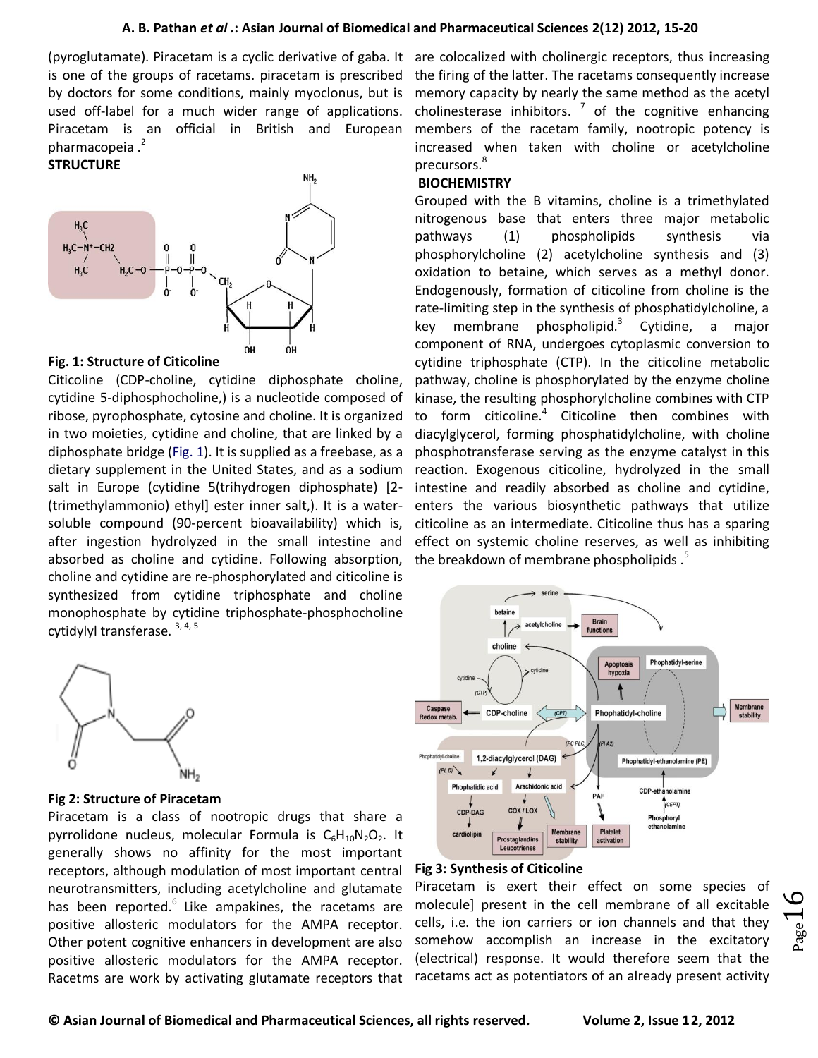(pyroglutamate). Piracetam is a cyclic derivative of gaba. It is one of the groups of racetams. piracetam is prescribed by doctors for some conditions, mainly myoclonus, but is used off-label for a much wider range of applications. Piracetam is an official in British and European pharmacopeia .[2]

**STRUCTURE**

**Fig. 1: Structure of Citicoline**

Citicoline (CDP-choline, cytidine diphosphate choline, cytidine 5-diphosphocholine,) is a nucleotide composed of ribose, pyrophosphate, cytosine and choline. It is organized in two moieties, cytidine and choline, that are linked by a diphosphate bridge (Fig. 1). It is supplied as a freebase, as a dietary supplement in the United States, and as a sodium salt in Europe (cytidine 5(trihydrogen diphosphate) [2-(trimethylammonio) ethyl] ester inner salt,). It is a water-soluble compound (90-percent bioavailability) which is, after ingestion hydrolyzed in the small intestine and absorbed as choline and cytidine. Following absorption, choline and cytidine are re-phosphorylated and citicoline is synthesized from cytidine triphosphate and choline monophosphate by cytidine triphosphate-phosphocholine cytidylyl transferase. [3, 4, 5]

**Fig 2: Structure of Piracetam**

Piracetam is a class of nootropic drugs that share a pyrrolidone nucleus, molecular Formula is $C_6H_{10}N_2O_2$. It generally shows no affinity for the most important receptors, although modulation of most important central neurotransmitters, including acetylcholine and glutamate has been reported.[6] Like ampakines, the racetams are positive allosteric modulators for the AMPA receptor. Other potent cognitive enhancers in development are also positive allosteric modulators for the AMPA receptor. Racetms are work by activating glutamate receptors that are colocalized with cholinergic receptors, thus increasing the firing of the latter. The racetams consequently increase memory capacity by nearly the same method as the acetyl cholinesterase inhibitors. [7] of the cognitive enhancing members of the racetam family, nootropic potency is increased when taken with choline or acetylcholine precursors.[8]

**BIOCHEMISTRY**

Grouped with the B vitamins, choline is a trimethylated nitrogenous base that enters three major metabolic pathways (1) phospholipids synthesis via phosphorylcholine (2) acetylcholine synthesis and (3) oxidation to betaine, which serves as a methyl donor. Endogenously, formation of citicoline from choline is the rate-limiting step in the synthesis of phosphatidylcholine, a key membrane phospholipid.[3] Cytidine, a major component of RNA, undergoes cytoplasmic conversion to cytidine triphosphate (CTP). In the citicoline metabolic pathway, choline is phosphorylated by the enzyme choline kinase, the resulting phosphorylcholine combines with CTP to form citicoline.[4] Citicoline then combines with diacylglycerol, forming phosphatidylcholine, with choline phosphotransferase serving as the enzyme catalyst in this reaction. Exogenous citicoline, hydrolyzed in the small intestine and readily absorbed as choline and cytidine, enters the various biosynthetic pathways that utilize citicoline as an intermediate. Citicoline thus has a sparing effect on systemic choline reserves, as well as inhibiting the breakdown of membrane phospholipids .[5]

**Fig 3: Synthesis of Citicoline**

Piracetam is exert their effect on some species of molecule] present in the cell membrane of all excitable cells, i.e. the ion carriers or ion channels and that they somehow accomplish an increase in the excitatory (electrical) response. It would therefore seem that the racetams act as potentiators of an already present activity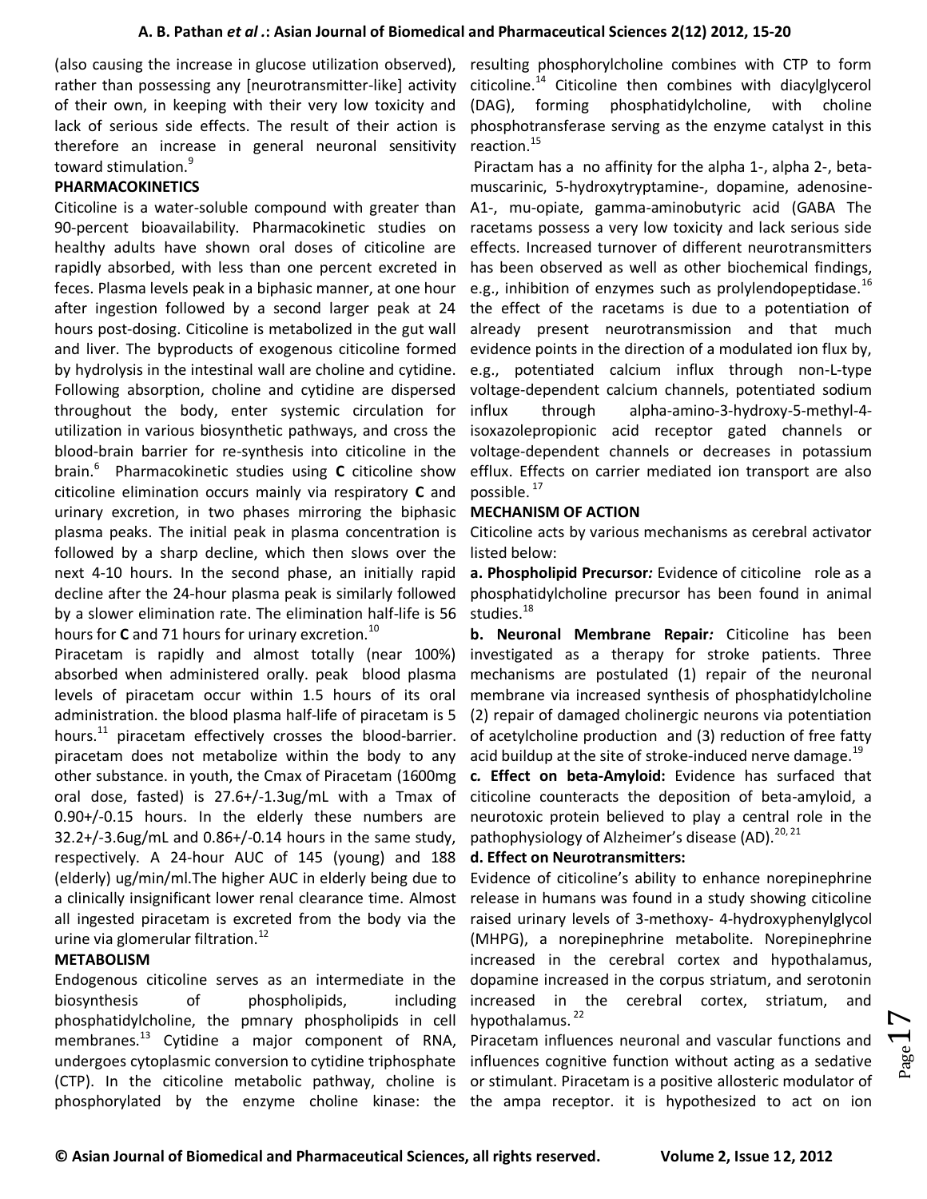(also causing the increase in glucose utilization observed), rather than possessing any [neurotransmitter-like] activity of their own, in keeping with their very low toxicity and lack of serious side effects. The result of their action is therefore an increase in general neuronal sensitivity toward stimulation.[9]

**PHARMACOKINETICS**

Citicoline is a water-soluble compound with greater than 90-percent bioavailability. Pharmacokinetic studies on healthy adults have shown oral doses of citicoline are rapidly absorbed, with less than one percent excreted in feces. Plasma levels peak in a biphasic manner, at one hour after ingestion followed by a second larger peak at 24 hours post-dosing. Citicoline is metabolized in the gut wall and liver. The byproducts of exogenous citicoline formed by hydrolysis in the intestinal wall are choline and cytidine. Following absorption, choline and cytidine are dispersed throughout the body, enter systemic circulation for utilization in various biosynthetic pathways, and cross the blood-brain barrier for re-synthesis into citicoline in the brain.[6] Pharmacokinetic studies using **C** citicoline show citicoline elimination occurs mainly via respiratory **C** and urinary excretion, in two phases mirroring the biphasic plasma peaks. The initial peak in plasma concentration is followed by a sharp decline, which then slows over the next 4-10 hours. In the second phase, an initially rapid decline after the 24-hour plasma peak is similarly followed by a slower elimination rate. The elimination half-life is 56 hours for **C** and 71 hours for urinary excretion.[10]

Piracetam is rapidly and almost totally (near 100%) absorbed when administered orally. peak blood plasma levels of piracetam occur within 1.5 hours of its oral administration. the blood plasma half-life of piracetam is 5 hours.[11] piracetam effectively crosses the blood-barrier. piracetam does not metabolize within the body to any other substance. in youth, the Cmax of Piracetam (1600mg oral dose, fasted) is 27.6+/-1.3ug/mL with a Tmax of 0.90+/-0.15 hours. In the elderly these numbers are 32.2+/-3.6ug/mL and 0.86+/-0.14 hours in the same study, respectively. A 24-hour AUC of 145 (young) and 188 (elderly) ug/min/ml.The higher AUC in elderly being due to a clinically insignificant lower renal clearance time. Almost all ingested piracetam is excreted from the body via the urine via glomerular filtration.[12]

**METABOLISM**

Endogenous citicoline serves as an intermediate in the biosynthesis of phospholipids, including phosphatidylcholine, the pmnary phospholipids in cell membranes.[13] Cytidine a major component of RNA, undergoes cytoplasmic conversion to cytidine triphosphate (CTP). In the citicoline metabolic pathway, choline is phosphorylated by the enzyme choline kinase: the resulting phosphorylcholine combines with CTP to form citicoline.[14] Citicoline then combines with diacylglycerol (DAG), forming phosphatidylcholine, with choline phosphotransferase serving as the enzyme catalyst in this reaction.[15]

Piractam has a no affinity for the alpha 1-, alpha 2-, beta-muscarinic, 5-hydroxytryptamine-, dopamine, adenosine-A1-, mu-opiate, gamma-aminobutyric acid (GABA The racetams possess a very low toxicity and lack serious side effects. Increased turnover of different neurotransmitters has been observed as well as other biochemical findings, e.g., inhibition of enzymes such as prolylendopeptidase.[16] the effect of the racetams is due to a potentiation of already present neurotransmission and that much evidence points in the direction of a modulated ion flux by, e.g., potentiated calcium influx through non-L-type voltage-dependent calcium channels, potentiated sodium influx through alpha-amino-3-hydroxy-5-methyl-4-isoxazolepropionic acid receptor gated channels or voltage-dependent channels or decreases in potassium efflux. Effects on carrier mediated ion transport are also possible.[17]

**MECHANISM OF ACTION**

Citicoline acts by various mechanisms as cerebral activator listed below:

**a. Phospholipid Precursor***:* Evidence of citicoline role as a phosphatidylcholine precursor has been found in animal studies.[18]

**b. Neuronal Membrane Repair***:* Citicoline has been investigated as a therapy for stroke patients. Three mechanisms are postulated (1) repair of the neuronal membrane via increased synthesis of phosphatidylcholine (2) repair of damaged cholinergic neurons via potentiation of acetylcholine production and (3) reduction of free fatty acid buildup at the site of stroke-induced nerve damage.[19]

**c. Effect on beta-Amyloid:** Evidence has surfaced that citicoline counteracts the deposition of beta-amyloid, a neurotoxic protein believed to play a central role in the pathophysiology of Alzheimer's disease (AD).[20, 21]

**d. Effect on Neurotransmitters:**

Evidence of citicoline's ability to enhance norepinephrine release in humans was found in a study showing citicoline raised urinary levels of 3-methoxy- 4-hydroxyphenylglycol (MHPG), a norepinephrine metabolite. Norepinephrine increased in the cerebral cortex and hypothalamus, dopamine increased in the corpus striatum, and serotonin increased in the cerebral cortex, striatum, and hypothalamus.[22]

Piracetam influences neuronal and vascular functions and influences cognitive function without acting as a sedative or stimulant. Piracetam is a positive allosteric modulator of the ampa receptor. it is hypothesized to act on ion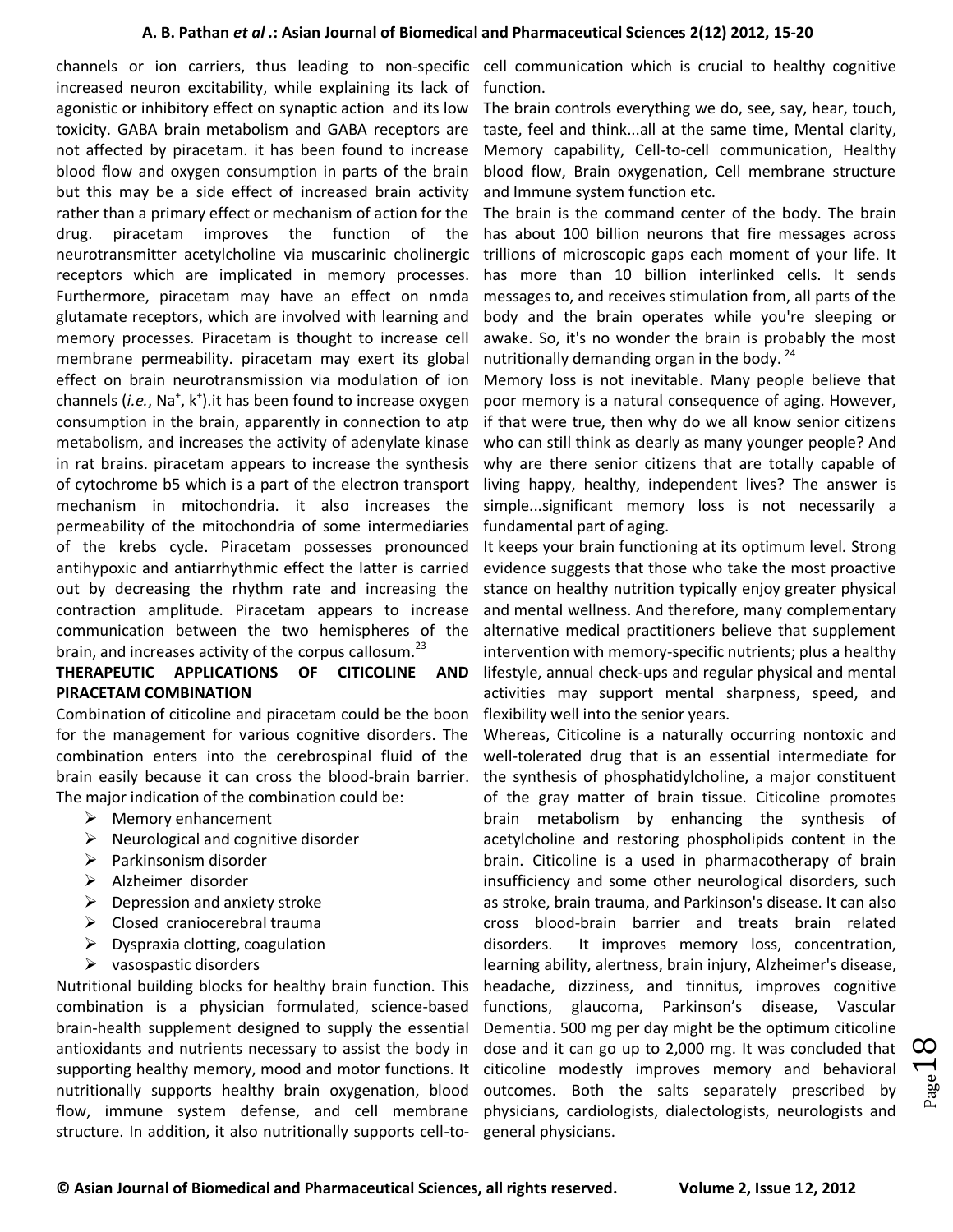channels or ion carriers, thus leading to non-specific increased neuron excitability, while explaining its lack of agonistic or inhibitory effect on synaptic action and its low toxicity. GABA brain metabolism and GABA receptors are not affected by piracetam. it has been found to increase blood flow and oxygen consumption in parts of the brain but this may be a side effect of increased brain activity rather than a primary effect or mechanism of action for the drug. piracetam improves the function of the neurotransmitter acetylcholine via muscarinic cholinergic receptors which are implicated in memory processes. Furthermore, piracetam may have an effect on nmda glutamate receptors, which are involved with learning and memory processes. Piracetam is thought to increase cell membrane permeability. piracetam may exert its global effect on brain neurotransmission via modulation of ion channels (*i.e.*, $Na^{+}$, $k^{+}$).it has been found to increase oxygen consumption in the brain, apparently in connection to atp metabolism, and increases the activity of adenylate kinase in rat brains. piracetam appears to increase the synthesis of cytochrome b5 which is a part of the electron transport mechanism in mitochondria. it also increases the permeability of the mitochondria of some intermediaries of the krebs cycle. Piracetam possesses pronounced antihypoxic and antiarrhythmic effect the latter is carried out by decreasing the rhythm rate and increasing the contraction amplitude. Piracetam appears to increase communication between the two hemispheres of the brain, and increases activity of the corpus callosum.[23]

**THERAPEUTIC APPLICATIONS OF CITICOLINE AND PIRACETAM COMBINATION**

Combination of citicoline and piracetam could be the boon for the management for various cognitive disorders. The combination enters into the cerebrospinal fluid of the brain easily because it can cross the blood-brain barrier. The major indication of the combination could be:

- Memory enhancement
- Neurological and cognitive disorder
- Parkinsonism disorder
- Alzheimer disorder
- Depression and anxiety stroke
- Closed craniocerebral trauma
- Dyspraxia clotting, coagulation
- vasospastic disorders

Nutritional building blocks for healthy brain function. This combination is a physician formulated, science-based brain-health supplement designed to supply the essential antioxidants and nutrients necessary to assist the body in supporting healthy memory, mood and motor functions. It nutritionally supports healthy brain oxygenation, blood flow, immune system defense, and cell membrane structure. In addition, it also nutritionally supports cell-to-cell communication which is crucial to healthy cognitive function.

The brain controls everything we do, see, say, hear, touch, taste, feel and think...all at the same time, Mental clarity, Memory capability, Cell-to-cell communication, Healthy blood flow, Brain oxygenation, Cell membrane structure and Immune system function etc.

The brain is the command center of the body. The brain has about 100 billion neurons that fire messages across trillions of microscopic gaps each moment of your life. It has more than 10 billion interlinked cells. It sends messages to, and receives stimulation from, all parts of the body and the brain operates while you're sleeping or awake. So, it's no wonder the brain is probably the most nutritionally demanding organ in the body.[24]

Memory loss is not inevitable. Many people believe that poor memory is a natural consequence of aging. However, if that were true, then why do we all know senior citizens who can still think as clearly as many younger people? And why are there senior citizens that are totally capable of living happy, healthy, independent lives? The answer is simple...significant memory loss is not necessarily a fundamental part of aging.

It keeps your brain functioning at its optimum level. Strong evidence suggests that those who take the most proactive stance on healthy nutrition typically enjoy greater physical and mental wellness. And therefore, many complementary alternative medical practitioners believe that supplement intervention with memory-specific nutrients; plus a healthy lifestyle, annual check-ups and regular physical and mental activities may support mental sharpness, speed, and flexibility well into the senior years.

Whereas, Citicoline is a naturally occurring nontoxic and well-tolerated drug that is an essential intermediate for the synthesis of phosphatidylcholine, a major constituent of the gray matter of brain tissue. Citicoline promotes brain metabolism by enhancing the synthesis of acetylcholine and restoring phospholipids content in the brain. Citicoline is a used in pharmacotherapy of brain insufficiency and some other neurological disorders, such as stroke, brain trauma, and Parkinson's disease. It can also cross blood-brain barrier and treats brain related disorders. It improves memory loss, concentration, learning ability, alertness, brain injury, Alzheimer's disease, headache, dizziness, and tinnitus, improves cognitive functions, glaucoma, Parkinson's disease, Vascular Dementia. 500 mg per day might be the optimum citicoline dose and it can go up to 2,000 mg. It was concluded that citicoline modestly improves memory and behavioral outcomes. Both the salts separately prescribed by physicians, cardiologists, dialectologists, neurologists and general physicians.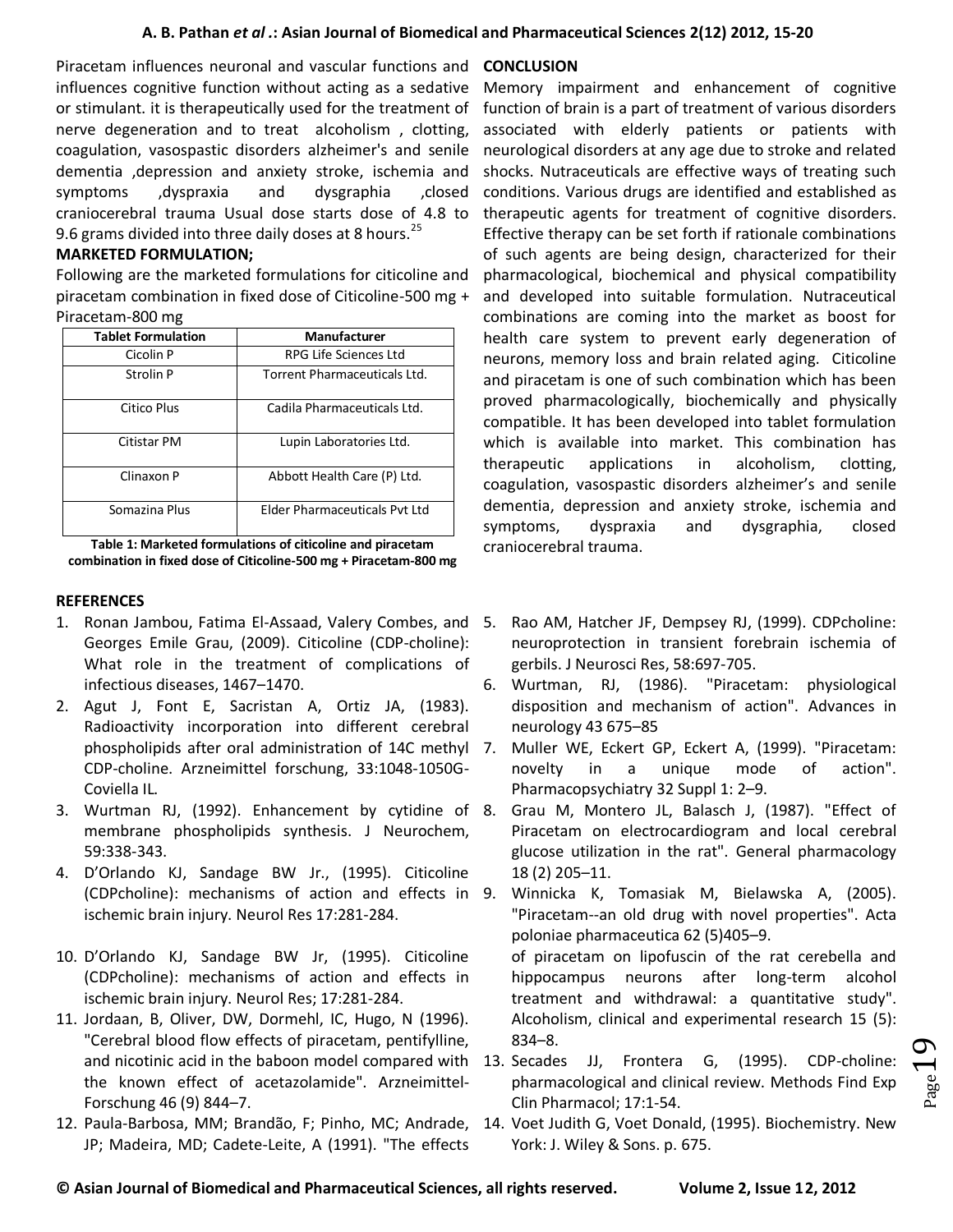Piracetam influences neuronal and vascular functions and influences cognitive function without acting as a sedative or stimulant. it is therapeutically used for the treatment of nerve degeneration and to treat alcoholism , clotting, coagulation, vasospastic disorders alzheimer's and senile dementia ,depression and anxiety stroke, ischemia and symptoms ,dyspraxia and dysgraphia ,closed craniocerebral trauma Usual dose starts dose of 4.8 to 9.6 grams divided into three daily doses at 8 hours.[25]

**MARKETED FORMULATION;**

Following are the marketed formulations for citicoline and piracetam combination in fixed dose of Citicoline-500 mg + Piracetam-800 mg

| Tablet Formulation | Manufacturer |
|---|---|
| Cicolin P | RPG Life Sciences Ltd |
| Strolin P | Torrent Pharmaceuticals Ltd. |
| Citico Plus | Cadila Pharmaceuticals Ltd. |
| Citistar PM | Lupin Laboratories Ltd. |
| Clinaxon P | Abbott Health Care (P) Ltd. |
| Somazina Plus | Elder Pharmaceuticals Pvt Ltd |

**Table 1: Marketed formulations of citicoline and piracetam combination in fixed dose of Citicoline-500 mg + Piracetam-800 mg**

**CONCLUSION**

Memory impairment and enhancement of cognitive function of brain is a part of treatment of various disorders associated with elderly patients or patients with neurological disorders at any age due to stroke and related shocks. Nutraceuticals are effective ways of treating such conditions. Various drugs are identified and established as therapeutic agents for treatment of cognitive disorders. Effective therapy can be set forth if rationale combinations of such agents are being design, characterized for their pharmacological, biochemical and physical compatibility and developed into suitable formulation. Nutraceutical combinations are coming into the market as boost for health care system to prevent early degeneration of neurons, memory loss and brain related aging. Citicoline and piracetam is one of such combination which has been proved pharmacologically, biochemically and physically compatible. It has been developed into tablet formulation which is available into market. This combination has therapeutic applications in alcoholism, clotting, coagulation, vasospastic disorders alzheimer's and senile dementia, depression and anxiety stroke, ischemia and symptoms, dyspraxia and dysgraphia, closed craniocerebral trauma.

**REFERENCES**

1. Ronan Jambou, Fatima El-Assaad, Valery Combes, and Georges Emile Grau, (2009). Citicoline (CDP-choline): What role in the treatment of complications of infectious diseases, 1467–1470.
2. Agut J, Font E, Sacristan A, Ortiz JA, (1983). Radioactivity incorporation into different cerebral phospholipids after oral administration of 14C methyl CDP-choline. Arzneimittel forschung, 33:1048-1050G-Coviella IL.
3. Wurtman RJ, (1992). Enhancement by cytidine of membrane phospholipids synthesis. J Neurochem, 59:338-343.
4. D'Orlando KJ, Sandage BW Jr., (1995). Citicoline (CDPcholine): mechanisms of action and effects in ischemic brain injury. Neurol Res 17:281-284.
5. Rao AM, Hatcher JF, Dempsey RJ, (1999). CDPcholine: neuroprotection in transient forebrain ischemia of gerbils. J Neurosci Res, 58:697-705.
6. Wurtman, RJ, (1986). "Piracetam: physiological disposition and mechanism of action". Advances in neurology 43 675–85
7. Muller WE, Eckert GP, Eckert A, (1999). "Piracetam: novelty in a unique mode of action". Pharmacopsychiatry 32 Suppl 1: 2–9.
8. Grau M, Montero JL, Balasch J, (1987). "Effect of Piracetam on electrocardiogram and local cerebral glucose utilization in the rat". General pharmacology 18 (2) 205–11.
9. Winnicka K, Tomasiak M, Bielawska A, (2005). "Piracetam--an old drug with novel properties". Acta poloniae pharmaceutica 62 (5)405–9.
10. D'Orlando KJ, Sandage BW Jr, (1995). Citicoline (CDPcholine): mechanisms of action and effects in ischemic brain injury. Neurol Res; 17:281-284.
11. Jordaan, B, Oliver, DW, Dormehl, IC, Hugo, N (1996). "Cerebral blood flow effects of piracetam, pentifylline, and nicotinic acid in the baboon model compared with the known effect of acetazolamide". Arzneimittel-Forschung 46 (9) 844–7.
12. Paula-Barbosa, MM; Brandão, F; Pinho, MC; Andrade, JP; Madeira, MD; Cadete-Leite, A (1991). "The effects of piracetam on lipofuscin of the rat cerebella and hippocampus neurons after long-term alcohol treatment and withdrawal: a quantitative study". Alcoholism, clinical and experimental research 15 (5): 834–8.
13. Secades JJ, Frontera G, (1995). CDP-choline: pharmacological and clinical review. Methods Find Exp Clin Pharmacol; 17:1-54.
14. Voet Judith G, Voet Donald, (1995). Biochemistry. New York: J. Wiley & Sons. p. 675.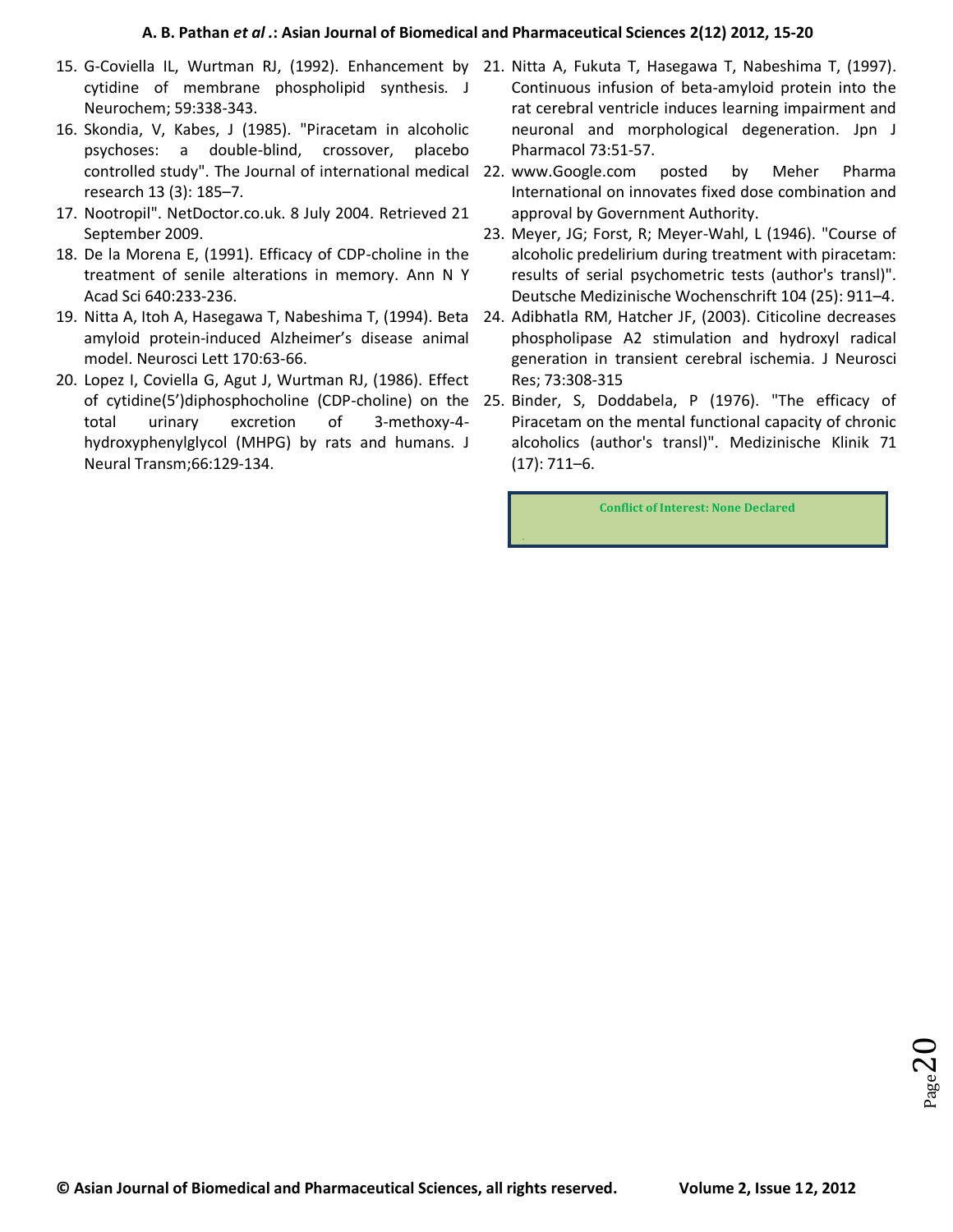15. G-Coviella IL, Wurtman RJ, (1992). Enhancement by cytidine of membrane phospholipid synthesis. J Neurochem; 59:338-343.
16. Skondia, V, Kabes, J (1985). "Piracetam in alcoholic psychoses: a double-blind, crossover, placebo controlled study". The Journal of international medical research 13 (3): 185–7.
17. Nootropil". NetDoctor.co.uk. 8 July 2004. Retrieved 21 September 2009.
18. De la Morena E, (1991). Efficacy of CDP-choline in the treatment of senile alterations in memory. Ann N Y Acad Sci 640:233-236.
19. Nitta A, Itoh A, Hasegawa T, Nabeshima T, (1994). Beta amyloid protein-induced Alzheimer's disease animal model. Neurosci Lett 170:63-66.
20. Lopez I, Coviella G, Agut J, Wurtman RJ, (1986). Effect of cytidine(5')diphosphocholine (CDP-choline) on the total urinary excretion of 3-methoxy-4-hydroxyphenylglycol (MHPG) by rats and humans. J Neural Transm;66:129-134.
21. Nitta A, Fukuta T, Hasegawa T, Nabeshima T, (1997). Continuous infusion of beta-amyloid protein into the rat cerebral ventricle induces learning impairment and neuronal and morphological degeneration. Jpn J Pharmacol 73:51-57.
22. www.Google.com posted by Meher Pharma International on innovates fixed dose combination and approval by Government Authority.
23. Meyer, JG; Forst, R; Meyer-Wahl, L (1946). "Course of alcoholic predelirium during treatment with piracetam: results of serial psychometric tests (author's transl)". Deutsche Medizinische Wochenschrift 104 (25): 911–4.
24. Adibhatla RM, Hatcher JF, (2003). Citicoline decreases phospholipase A2 stimulation and hydroxyl radical generation in transient cerebral ischemia. J Neurosci Res; 73:308-315
25. Binder, S, Doddabela, P (1976). "The efficacy of Piracetam on the mental functional capacity of chronic alcoholics (author's transl)". Medizinische Klinik 71 (17): 711–6.

**Conflict of Interest: None Declared**